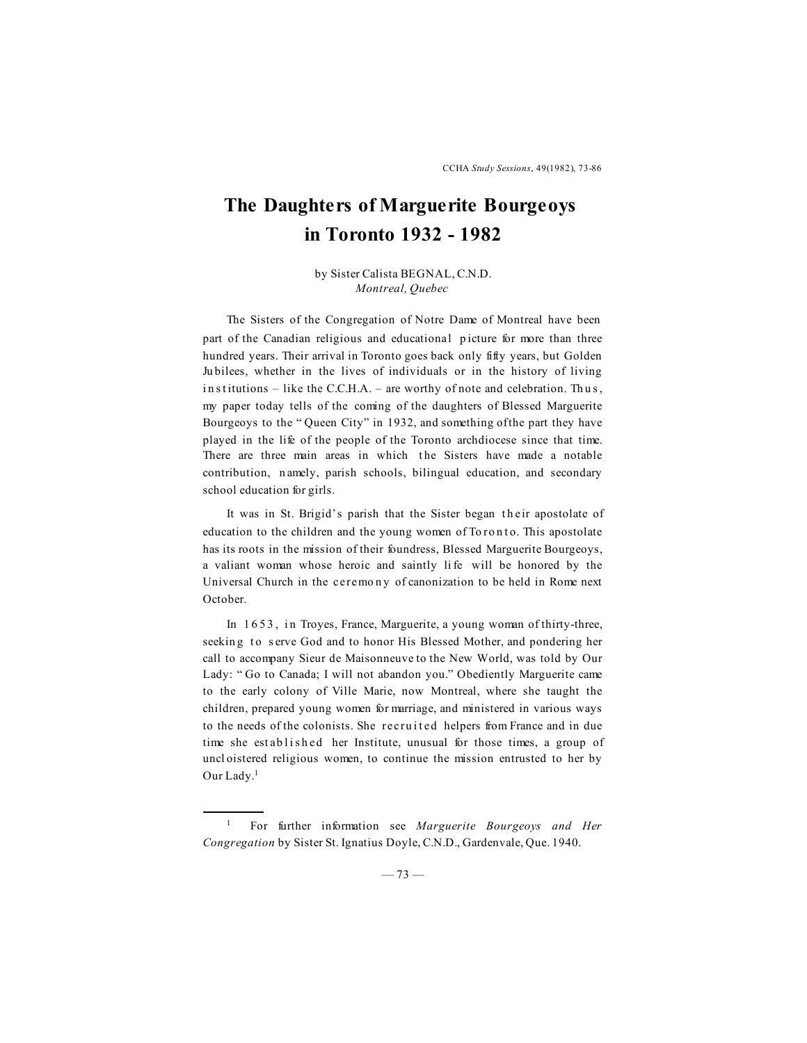# The Daughters of Marguerite Bourgeoys in Toronto 1932 - 1982

by Sister Calista BEGNAL, C.N.D.
*Montreal, Quebec*

The Sisters of the Congregation of Notre Dame of Montreal have been part of the Canadian religious and educational picture for more than three hundred years. Their arrival in Toronto goes back only fifty years, but Golden Jubilees, whether in the lives of individuals or in the history of living institutions – like the C.C.H.A. – are worthy of note and celebration. Thus, my paper today tells of the coming of the daughters of Blessed Marguerite Bourgeoys to the "Queen City" in 1932, and something ofthe part they have played in the life of the people of the Toronto archdiocese since that time. There are three main areas in which the Sisters have made a notable contribution, namely, parish schools, bilingual education, and secondary school education for girls.

It was in St. Brigid's parish that the Sister began their apostolate of education to the children and the young women of Toronto. This apostolate has its roots in the mission of their foundress, Blessed Marguerite Bourgeoys, a valiant woman whose heroic and saintly life will be honored by the Universal Church in the ceremony of canonization to be held in Rome next October.

In 1653, in Troyes, France, Marguerite, a young woman of thirty-three, seeking to serve God and to honor His Blessed Mother, and pondering her call to accompany Sieur de Maisonneuve to the New World, was told by Our Lady: "Go to Canada; I will not abandon you." Obediently Marguerite came to the early colony of Ville Marie, now Montreal, where she taught the children, prepared young women for marriage, and ministered in various ways to the needs of the colonists. She recruited helpers from France and in due time she established her Institute, unusual for those times, a group of uncloistered religious women, to continue the mission entrusted to her by Our Lady.[1]

[1] For further information see *Marguerite Bourgeoys and Her Congregation* by Sister St. Ignatius Doyle, C.N.D., Gardenvale, Que. 1940.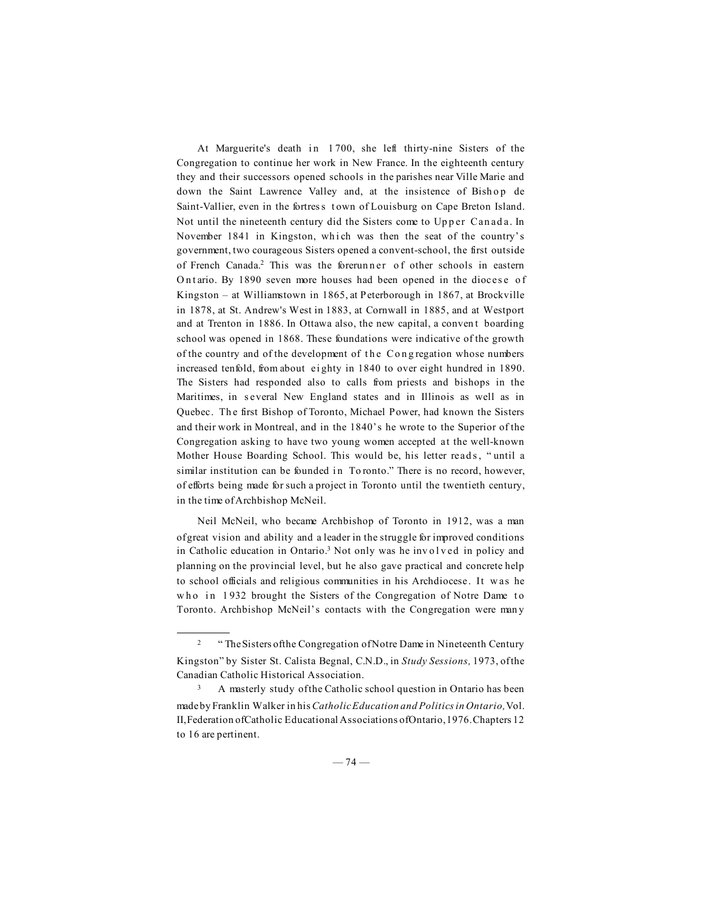At Marguerite's death in 1700, she left thirty-nine Sisters of the Congregation to continue her work in New France. In the eighteenth century they and their successors opened schools in the parishes near Ville Marie and down the Saint Lawrence Valley and, at the insistence of Bishop de Saint-Vallier, even in the fortress town of Louisburg on Cape Breton Island. Not until the nineteenth century did the Sisters come to Upper Canada. In November 1841 in Kingston, which was then the seat of the country's government, two courageous Sisters opened a convent-school, the first outside of French Canada.[2] This was the forerunner of other schools in eastern Ontario. By 1890 seven more houses had been opened in the diocese of Kingston – at Williamstown in 1865, at Peterborough in 1867, at Brockville in 1878, at St. Andrew's West in 1883, at Cornwall in 1885, and at Westport and at Trenton in 1886. In Ottawa also, the new capital, a convent boarding school was opened in 1868. These foundations were indicative of the growth of the country and of the development of the Congregation whose numbers increased tenfold, from about eighty in 1840 to over eight hundred in 1890. The Sisters had responded also to calls from priests and bishops in the Maritimes, in several New England states and in Illinois as well as in Quebec. The first Bishop of Toronto, Michael Power, had known the Sisters and their work in Montreal, and in the 1840's he wrote to the Superior of the Congregation asking to have two young women accepted at the well-known Mother House Boarding School. This would be, his letter reads, "until a similar institution can be founded in Toronto." There is no record, however, of efforts being made for such a project in Toronto until the twentieth century, in the time of Archbishop McNeil.

Neil McNeil, who became Archbishop of Toronto in 1912, was a man of great vision and ability and a leader in the struggle for improved conditions in Catholic education in Ontario.[3] Not only was he involved in policy and planning on the provincial level, but he also gave practical and concrete help to school officials and religious communities in his Archdiocese. It was he who in 1932 brought the Sisters of the Congregation of Notre Dame to Toronto. Archbishop McNeil's contacts with the Congregation were many

---

[2] "The Sisters of the Congregation of Notre Dame in Nineteenth Century Kingston" by Sister St. Calista Begnal, C.N.D., in *Study Sessions,* 1973, of the Canadian Catholic Historical Association.

[3] A masterly study of the Catholic school question in Ontario has been made by Franklin Walker in his *Catholic Education and Politics in Ontario,* Vol. II, Federation of Catholic Educational Associations of Ontario, 1976. Chapters 12 to 16 are pertinent.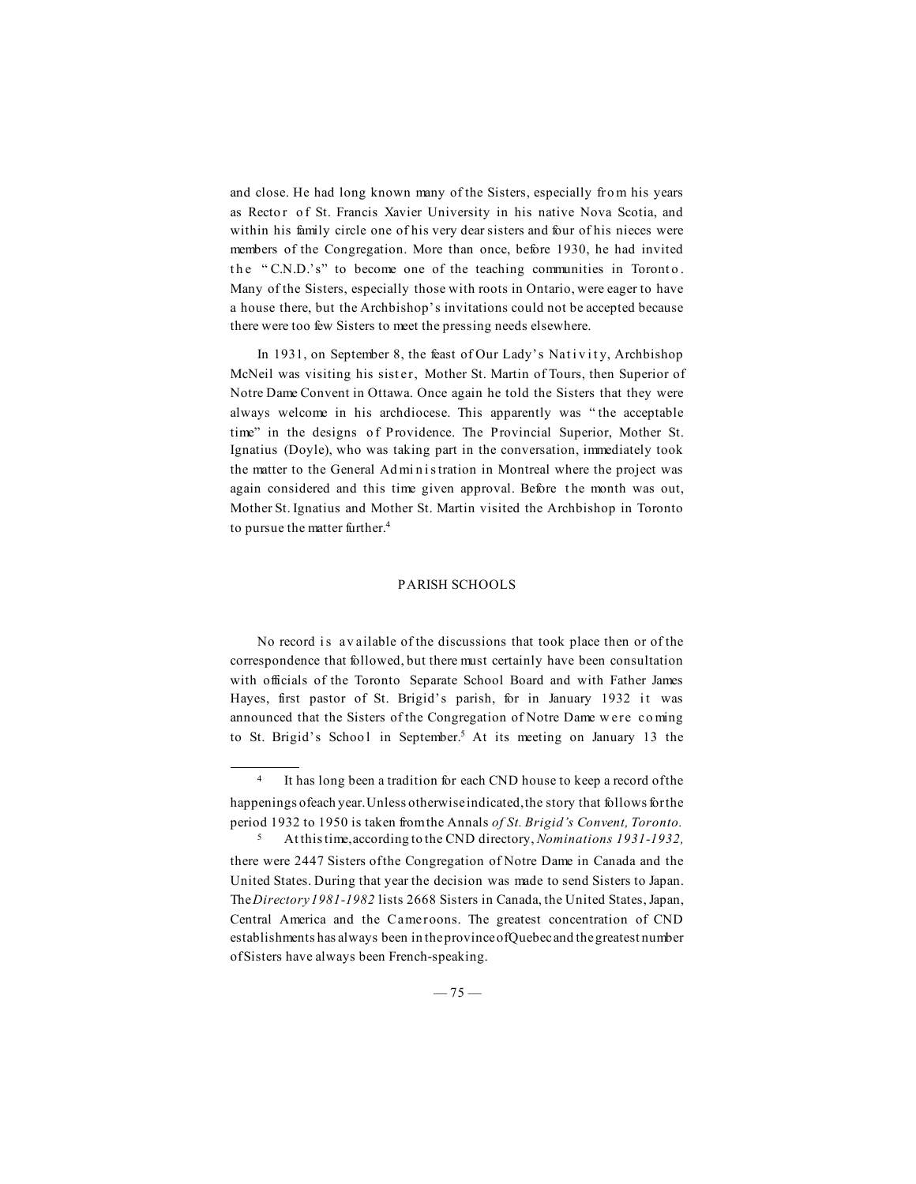and close. He had long known many of the Sisters, especially from his years as Rector of St. Francis Xavier University in his native Nova Scotia, and within his family circle one of his very dear sisters and four of his nieces were members of the Congregation. More than once, before 1930, he had invited the "C.N.D.'s" to become one of the teaching communities in Toronto. Many of the Sisters, especially those with roots in Ontario, were eager to have a house there, but the Archbishop's invitations could not be accepted because there were too few Sisters to meet the pressing needs elsewhere.

In 1931, on September 8, the feast of Our Lady's Nativity, Archbishop McNeil was visiting his sister, Mother St. Martin of Tours, then Superior of Notre Dame Convent in Ottawa. Once again he told the Sisters that they were always welcome in his archdiocese. This apparently was "the acceptable time" in the designs of Providence. The Provincial Superior, Mother St. Ignatius (Doyle), who was taking part in the conversation, immediately took the matter to the General Administration in Montreal where the project was again considered and this time given approval. Before the month was out, Mother St. Ignatius and Mother St. Martin visited the Archbishop in Toronto to pursue the matter further.[4]

## PARISH SCHOOLS

No record is available of the discussions that took place then or of the correspondence that followed, but there must certainly have been consultation with officials of the Toronto Separate School Board and with Father James Hayes, first pastor of St. Brigid's parish, for in January 1932 it was announced that the Sisters of the Congregation of Notre Dame were coming to St. Brigid's School in September.[5] At its meeting on January 13 the

---

[4] It has long been a tradition for each CND house to keep a record of the happenings of each year. Unless otherwise indicated, the story that follows for the period 1932 to 1950 is taken from the Annals *of St. Brigid's Convent, Toronto.*

[5] At this time, according to the CND directory, *Nominations 1931-1932,* there were 2447 Sisters of the Congregation of Notre Dame in Canada and the United States. During that year the decision was made to send Sisters to Japan. The *Directory 1981-1982* lists 2668 Sisters in Canada, the United States, Japan, Central America and the Cameroons. The greatest concentration of CND establishments has always been in the province of Quebec and the greatest number of Sisters have always been French-speaking.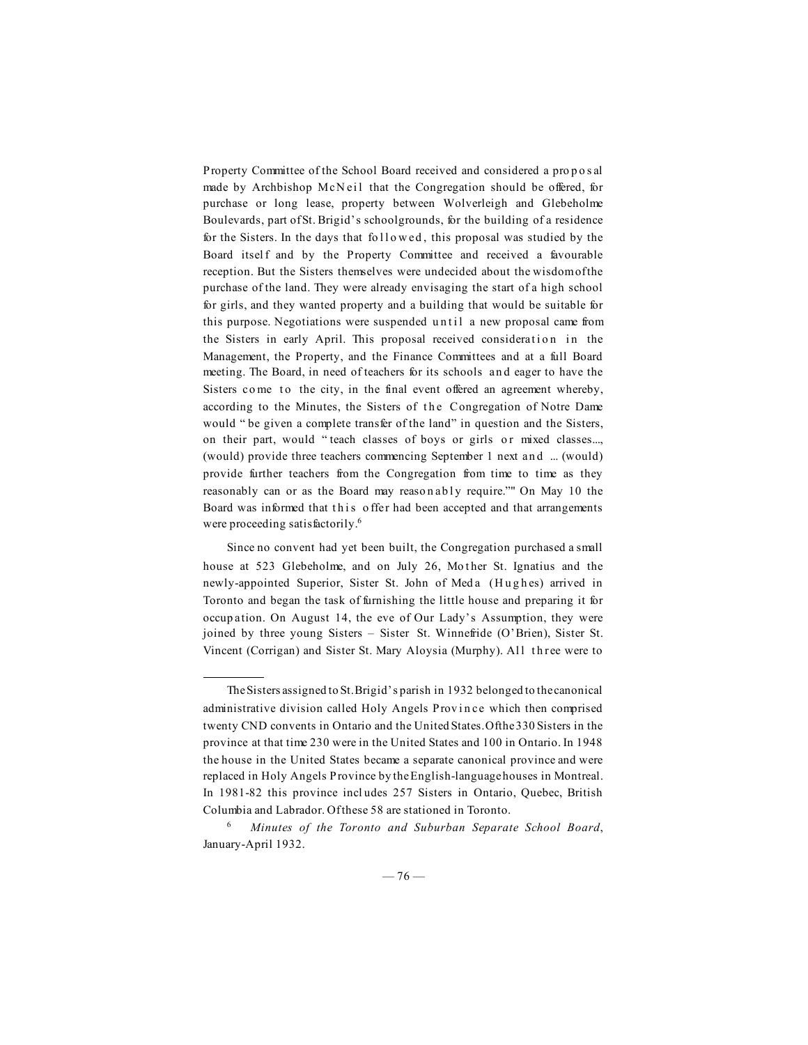Property Committee of the School Board received and considered a proposal made by Archbishop McNeil that the Congregation should be offered, for purchase or long lease, property between Wolverleigh and Glebeholme Boulevards, part of St. Brigid's schoolgrounds, for the building of a residence for the Sisters. In the days that followed, this proposal was studied by the Board itself and by the Property Committee and received a favourable reception. But the Sisters themselves were undecided about the wisdom of the purchase of the land. They were already envisaging the start of a high school for girls, and they wanted property and a building that would be suitable for this purpose. Negotiations were suspended until a new proposal came from the Sisters in early April. This proposal received consideration in the Management, the Property, and the Finance Committees and at a full Board meeting. The Board, in need of teachers for its schools and eager to have the Sisters come to the city, in the final event offered an agreement whereby, according to the Minutes, the Sisters of the Congregation of Notre Dame would "be given a complete transfer of the land" in question and the Sisters, on their part, would "teach classes of boys or girls or mixed classes..., (would) provide three teachers commencing September 1 next and ... (would) provide further teachers from the Congregation from time to time as they reasonably can or as the Board may reasonably require."" On May 10 the Board was informed that this offer had been accepted and that arrangements were proceeding satisfactorily.[6]

Since no convent had yet been built, the Congregation purchased a small house at 523 Glebeholme, and on July 26, Mother St. Ignatius and the newly-appointed Superior, Sister St. John of Meda (Hughes) arrived in Toronto and began the task of furnishing the little house and preparing it for occupation. On August 14, the eve of Our Lady's Assumption, they were joined by three young Sisters – Sister St. Winnefride (O'Brien), Sister St. Vincent (Corrigan) and Sister St. Mary Aloysia (Murphy). All three were to

---

The Sisters assigned to St. Brigid's parish in 1932 belonged to the canonical administrative division called Holy Angels Province which then comprised twenty CND convents in Ontario and the United States. Of the 330 Sisters in the province at that time 230 were in the United States and 100 in Ontario. In 1948 the house in the United States became a separate canonical province and were replaced in Holy Angels Province by the English-language houses in Montreal. In 1981-82 this province includes 257 Sisters in Ontario, Quebec, British Columbia and Labrador. Of these 58 are stationed in Toronto.

[6] *Minutes of the Toronto and Suburban Separate School Board*, January-April 1932.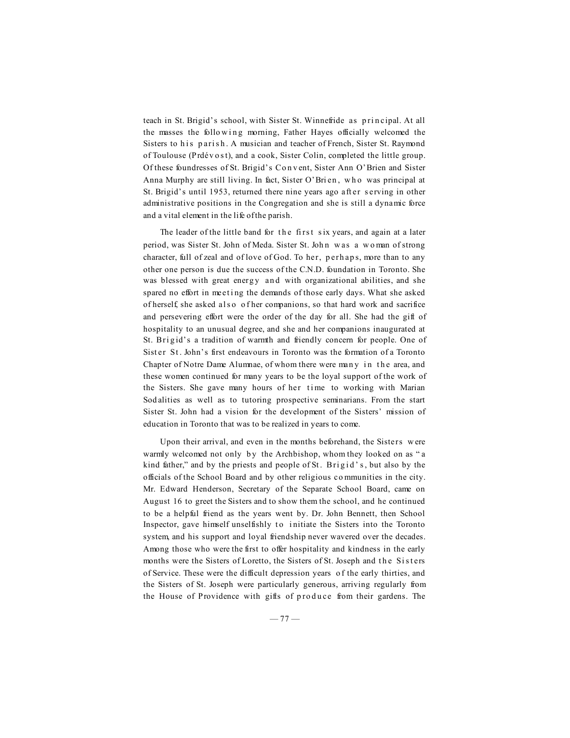teach in St. Brigid's school, with Sister St. Winnefride as principal. At all the masses the following morning, Father Hayes officially welcomed the Sisters to his parish. A musician and teacher of French, Sister St. Raymond of Toulouse (Prdévost), and a cook, Sister Colin, completed the little group. Of these foundresses of St. Brigid's Convent, Sister Ann O'Brien and Sister Anna Murphy are still living. In fact, Sister O'Brien, who was principal at St. Brigid's until 1953, returned there nine years ago after serving in other administrative positions in the Congregation and she is still a dynamic force and a vital element in the life of the parish.

The leader of the little band for the first six years, and again at a later period, was Sister St. John of Meda. Sister St. John was a woman of strong character, full of zeal and of love of God. To her, perhaps, more than to any other one person is due the success of the C.N.D. foundation in Toronto. She was blessed with great energy and with organizational abilities, and she spared no effort in meeting the demands of those early days. What she asked of herself, she asked also of her companions, so that hard work and sacrifice and persevering effort were the order of the day for all. She had the gift of hospitality to an unusual degree, and she and her companions inaugurated at St. Brigid's a tradition of warmth and friendly concern for people. One of Sister St. John's first endeavours in Toronto was the formation of a Toronto Chapter of Notre Dame Alumnae, of whom there were many in the area, and these women continued for many years to be the loyal support of the work of the Sisters. She gave many hours of her time to working with Marian Sodalities as well as to tutoring prospective seminarians. From the start Sister St. John had a vision for the development of the Sisters' mission of education in Toronto that was to be realized in years to come.

Upon their arrival, and even in the months beforehand, the Sisters were warmly welcomed not only by the Archbishop, whom they looked on as "a kind father," and by the priests and people of St. Brigid's, but also by the officials of the School Board and by other religious communities in the city. Mr. Edward Henderson, Secretary of the Separate School Board, came on August 16 to greet the Sisters and to show them the school, and he continued to be a helpful friend as the years went by. Dr. John Bennett, then School Inspector, gave himself unselfishly to initiate the Sisters into the Toronto system, and his support and loyal friendship never wavered over the decades. Among those who were the first to offer hospitality and kindness in the early months were the Sisters of Loretto, the Sisters of St. Joseph and the Sisters of Service. These were the difficult depression years of the early thirties, and the Sisters of St. Joseph were particularly generous, arriving regularly from the House of Providence with gifts of produce from their gardens. The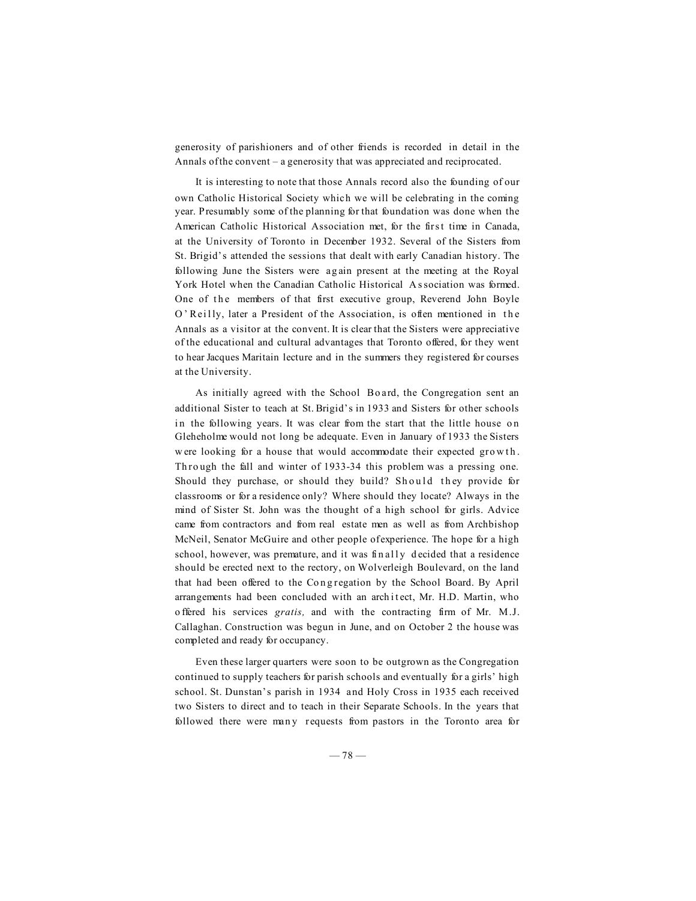generosity of parishioners and of other friends is recorded in detail in the Annals of the convent – a generosity that was appreciated and reciprocated.

It is interesting to note that those Annals record also the founding of our own Catholic Historical Society which we will be celebrating in the coming year. Presumably some of the planning for that foundation was done when the American Catholic Historical Association met, for the first time in Canada, at the University of Toronto in December 1932. Several of the Sisters from St. Brigid's attended the sessions that dealt with early Canadian history. The following June the Sisters were again present at the meeting at the Royal York Hotel when the Canadian Catholic Historical Association was formed. One of the members of that first executive group, Reverend John Boyle O'Reilly, later a President of the Association, is often mentioned in the Annals as a visitor at the convent. It is clear that the Sisters were appreciative of the educational and cultural advantages that Toronto offered, for they went to hear Jacques Maritain lecture and in the summers they registered for courses at the University.

As initially agreed with the School Board, the Congregation sent an additional Sister to teach at St. Brigid's in 1933 and Sisters for other schools in the following years. It was clear from the start that the little house on Gleheholme would not long be adequate. Even in January of 1933 the Sisters were looking for a house that would accommodate their expected growth. Through the fall and winter of 1933-34 this problem was a pressing one. Should they purchase, or should they build? Should they provide for classrooms or for a residence only? Where should they locate? Always in the mind of Sister St. John was the thought of a high school for girls. Advice came from contractors and from real estate men as well as from Archbishop McNeil, Senator McGuire and other people of experience. The hope for a high school, however, was premature, and it was finally decided that a residence should be erected next to the rectory, on Wolverleigh Boulevard, on the land that had been offered to the Congregation by the School Board. By April arrangements had been concluded with an architect, Mr. H.D. Martin, who offered his services *gratis,* and with the contracting firm of Mr. M.J. Callaghan. Construction was begun in June, and on October 2 the house was completed and ready for occupancy.

Even these larger quarters were soon to be outgrown as the Congregation continued to supply teachers for parish schools and eventually for a girls' high school. St. Dunstan's parish in 1934 and Holy Cross in 1935 each received two Sisters to direct and to teach in their Separate Schools. In the years that followed there were many requests from pastors in the Toronto area for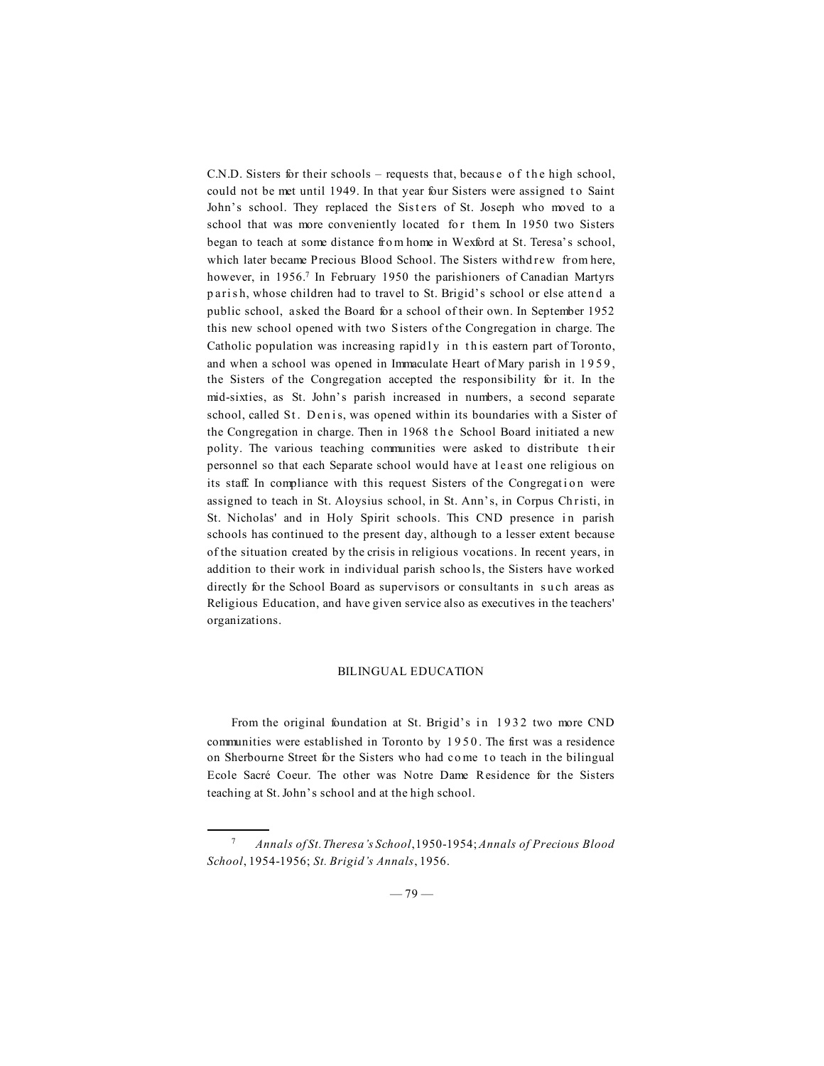C.N.D. Sisters for their schools – requests that, because of the high school, could not be met until 1949. In that year four Sisters were assigned to Saint John's school. They replaced the Sisters of St. Joseph who moved to a school that was more conveniently located for them. In 1950 two Sisters began to teach at some distance from home in Wexford at St. Teresa's school, which later became Precious Blood School. The Sisters withdrew from here, however, in 1956.[7] In February 1950 the parishioners of Canadian Martyrs parish, whose children had to travel to St. Brigid's school or else attend a public school, asked the Board for a school of their own. In September 1952 this new school opened with two Sisters of the Congregation in charge. The Catholic population was increasing rapidly in this eastern part of Toronto, and when a school was opened in Immaculate Heart of Mary parish in 1959, the Sisters of the Congregation accepted the responsibility for it. In the mid-sixties, as St. John's parish increased in numbers, a second separate school, called St. Denis, was opened within its boundaries with a Sister of the Congregation in charge. Then in 1968 the School Board initiated a new polity. The various teaching communities were asked to distribute their personnel so that each Separate school would have at least one religious on its staff. In compliance with this request Sisters of the Congregation were assigned to teach in St. Aloysius school, in St. Ann's, in Corpus Christi, in St. Nicholas' and in Holy Spirit schools. This CND presence in parish schools has continued to the present day, although to a lesser extent because of the situation created by the crisis in religious vocations. In recent years, in addition to their work in individual parish schools, the Sisters have worked directly for the School Board as supervisors or consultants in such areas as Religious Education, and have given service also as executives in the teachers' organizations.

## BILINGUAL EDUCATION

From the original foundation at St. Brigid's in 1932 two more CND communities were established in Toronto by 1950. The first was a residence on Sherbourne Street for the Sisters who had come to teach in the bilingual Ecole Sacré Coeur. The other was Notre Dame Residence for the Sisters teaching at St. John's school and at the high school.

---

[7] *Annals of St. Theresa's School*, 1950-1954; *Annals of Precious Blood School*, 1954-1956; *St. Brigid's Annals*, 1956.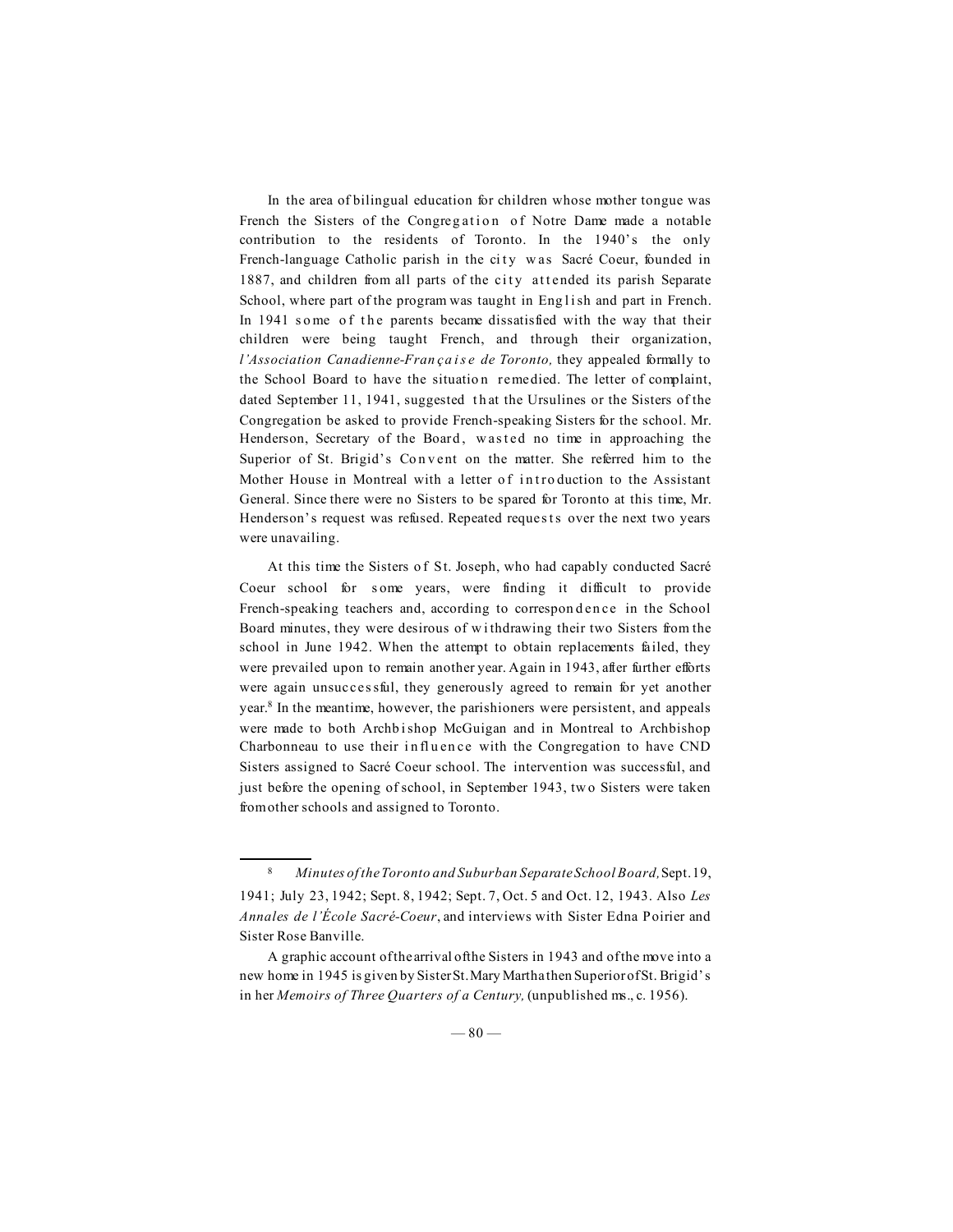In the area of bilingual education for children whose mother tongue was French the Sisters of the Congregation of Notre Dame made a notable contribution to the residents of Toronto. In the 1940's the only French-language Catholic parish in the city was Sacré Coeur, founded in 1887, and children from all parts of the city attended its parish Separate School, where part of the program was taught in English and part in French. In 1941 some of the parents became dissatisfied with the way that their children were being taught French, and through their organization, *l'Association Canadienne-Française de Toronto,* they appealed formally to the School Board to have the situation remedied. The letter of complaint, dated September 11, 1941, suggested that the Ursulines or the Sisters of the Congregation be asked to provide French-speaking Sisters for the school. Mr. Henderson, Secretary of the Board, wasted no time in approaching the Superior of St. Brigid's Convent on the matter. She referred him to the Mother House in Montreal with a letter of introduction to the Assistant General. Since there were no Sisters to be spared for Toronto at this time, Mr. Henderson's request was refused. Repeated requests over the next two years were unavailing.

At this time the Sisters of St. Joseph, who had capably conducted Sacré Coeur school for some years, were finding it difficult to provide French-speaking teachers and, according to correspondence in the School Board minutes, they were desirous of withdrawing their two Sisters from the school in June 1942. When the attempt to obtain replacements failed, they were prevailed upon to remain another year. Again in 1943, after further efforts were again unsuccessful, they generously agreed to remain for yet another year.[8] In the meantime, however, the parishioners were persistent, and appeals were made to both Archbishop McGuigan and in Montreal to Archbishop Charbonneau to use their influence with the Congregation to have CND Sisters assigned to Sacré Coeur school. The intervention was successful, and just before the opening of school, in September 1943, two Sisters were taken from other schools and assigned to Toronto.

---

[8] *Minutes of the Toronto and Suburban Separate School Board,* Sept. 19, 1941; July 23, 1942; Sept. 8, 1942; Sept. 7, Oct. 5 and Oct. 12, 1943. Also *Les Annales de l'École Sacré-Coeur*, and interviews with Sister Edna Poirier and Sister Rose Banville.

A graphic account of the arrival of the Sisters in 1943 and of the move into a new home in 1945 is given by Sister St. Mary Martha then Superior of St. Brigid's in her *Memoirs of Three Quarters of a Century,* (unpublished ms., c. 1956).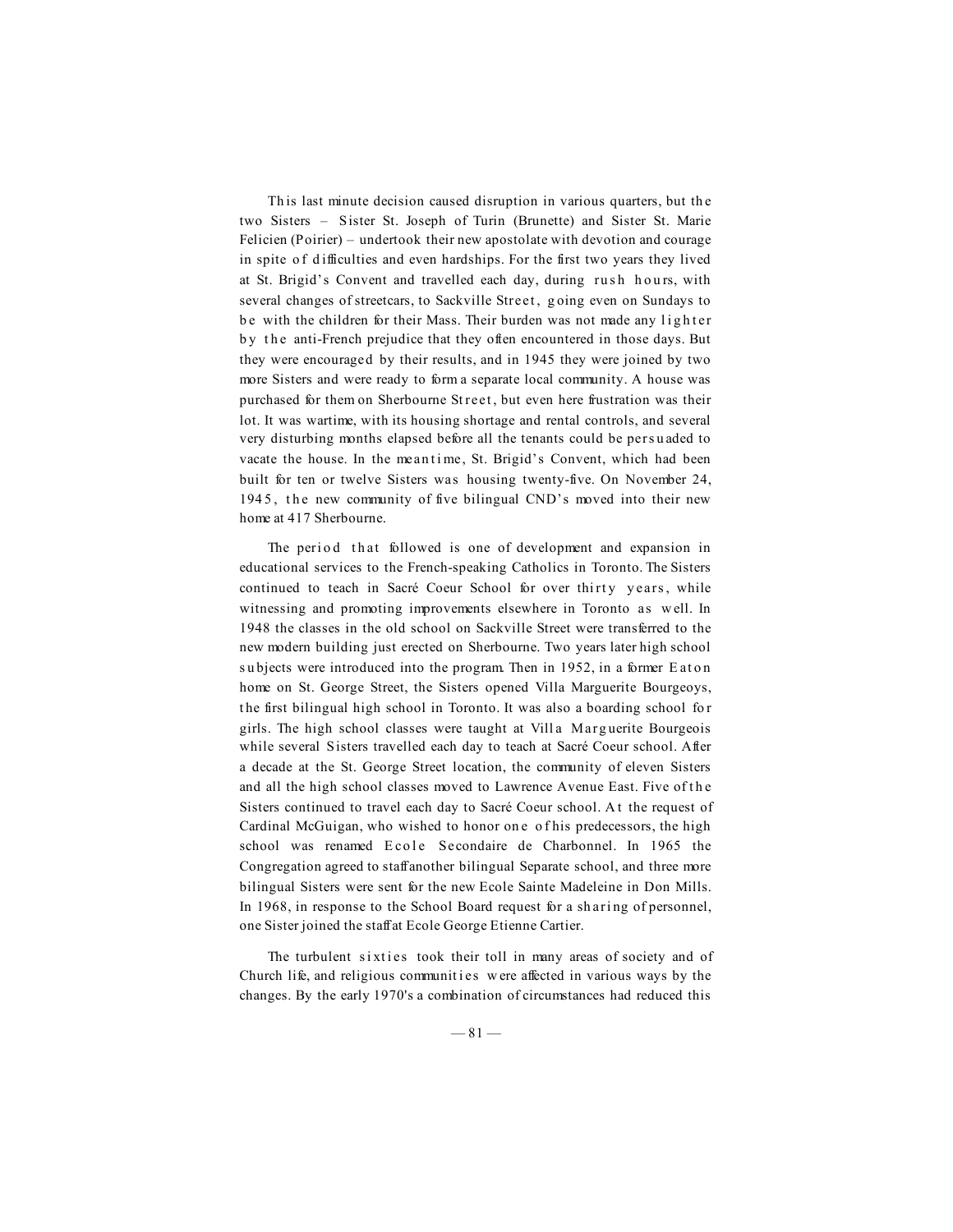This last minute decision caused disruption in various quarters, but the two Sisters – Sister St. Joseph of Turin (Brunette) and Sister St. Marie Felicien (Poirier) – undertook their new apostolate with devotion and courage in spite of difficulties and even hardships. For the first two years they lived at St. Brigid's Convent and travelled each day, during rush hours, with several changes of streetcars, to Sackville Street, going even on Sundays to be with the children for their Mass. Their burden was not made any lighter by the anti-French prejudice that they often encountered in those days. But they were encouraged by their results, and in 1945 they were joined by two more Sisters and were ready to form a separate local community. A house was purchased for them on Sherbourne Street, but even here frustration was their lot. It was wartime, with its housing shortage and rental controls, and several very disturbing months elapsed before all the tenants could be persuaded to vacate the house. In the meantime, St. Brigid's Convent, which had been built for ten or twelve Sisters was housing twenty-five. On November 24, 1945, the new community of five bilingual CND's moved into their new home at 417 Sherbourne.

The period that followed is one of development and expansion in educational services to the French-speaking Catholics in Toronto. The Sisters continued to teach in Sacré Coeur School for over thirty years, while witnessing and promoting improvements elsewhere in Toronto as well. In 1948 the classes in the old school on Sackville Street were transferred to the new modern building just erected on Sherbourne. Two years later high school subjects were introduced into the program. Then in 1952, in a former Eaton home on St. George Street, the Sisters opened Villa Marguerite Bourgeoys, the first bilingual high school in Toronto. It was also a boarding school for girls. The high school classes were taught at Villa Marguerite Bourgeois while several Sisters travelled each day to teach at Sacré Coeur school. After a decade at the St. George Street location, the community of eleven Sisters and all the high school classes moved to Lawrence Avenue East. Five of the Sisters continued to travel each day to Sacré Coeur school. At the request of Cardinal McGuigan, who wished to honor one of his predecessors, the high school was renamed Ecole Secondaire de Charbonnel. In 1965 the Congregation agreed to staff another bilingual Separate school, and three more bilingual Sisters were sent for the new Ecole Sainte Madeleine in Don Mills. In 1968, in response to the School Board request for a sharing of personnel, one Sister joined the staff at Ecole George Etienne Cartier.

The turbulent sixties took their toll in many areas of society and of Church life, and religious communities were affected in various ways by the changes. By the early 1970's a combination of circumstances had reduced this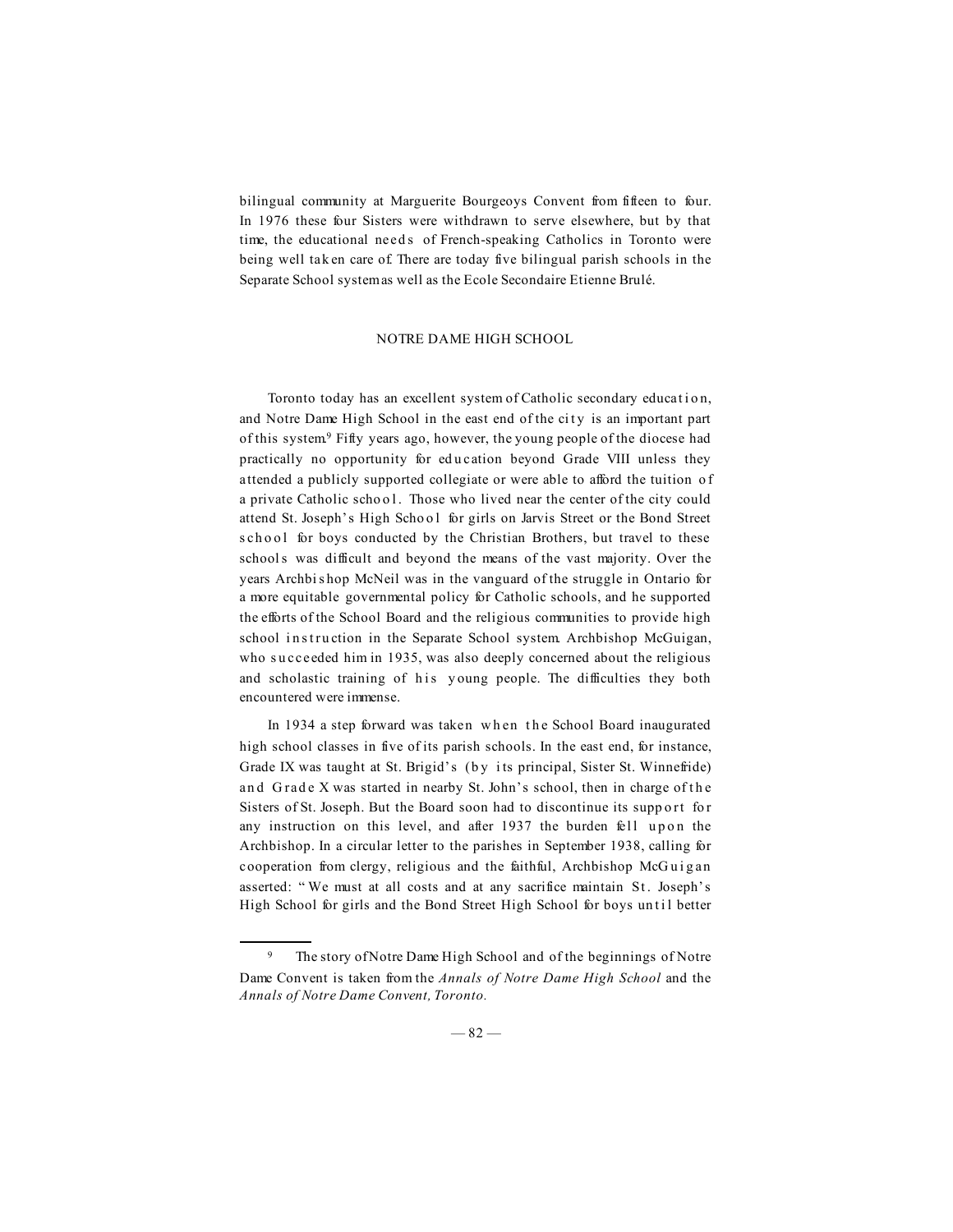bilingual community at Marguerite Bourgeoys Convent from fifteen to four. In 1976 these four Sisters were withdrawn to serve elsewhere, but by that time, the educational needs of French-speaking Catholics in Toronto were being well taken care of. There are today five bilingual parish schools in the Separate School system as well as the Ecole Secondaire Etienne Brulé.

## NOTRE DAME HIGH SCHOOL

Toronto today has an excellent system of Catholic secondary education, and Notre Dame High School in the east end of the city is an important part of this system.[9] Fifty years ago, however, the young people of the diocese had practically no opportunity for education beyond Grade VIII unless they attended a publicly supported collegiate or were able to afford the tuition of a private Catholic school. Those who lived near the center of the city could attend St. Joseph's High School for girls on Jarvis Street or the Bond Street school for boys conducted by the Christian Brothers, but travel to these schools was difficult and beyond the means of the vast majority. Over the years Archbishop McNeil was in the vanguard of the struggle in Ontario for a more equitable governmental policy for Catholic schools, and he supported the efforts of the School Board and the religious communities to provide high school instruction in the Separate School system. Archbishop McGuigan, who succeeded him in 1935, was also deeply concerned about the religious and scholastic training of his young people. The difficulties they both encountered were immense.

In 1934 a step forward was taken when the School Board inaugurated high school classes in five of its parish schools. In the east end, for instance, Grade IX was taught at St. Brigid's (by its principal, Sister St. Winnefride) and Grade X was started in nearby St. John's school, then in charge of the Sisters of St. Joseph. But the Board soon had to discontinue its support for any instruction on this level, and after 1937 the burden fell upon the Archbishop. In a circular letter to the parishes in September 1938, calling for cooperation from clergy, religious and the faithful, Archbishop McGuigan asserted: "We must at all costs and at any sacrifice maintain St. Joseph's High School for girls and the Bond Street High School for boys until better

---

[9] The story of Notre Dame High School and of the beginnings of Notre Dame Convent is taken from the *Annals of Notre Dame High School* and the *Annals of Notre Dame Convent, Toronto.*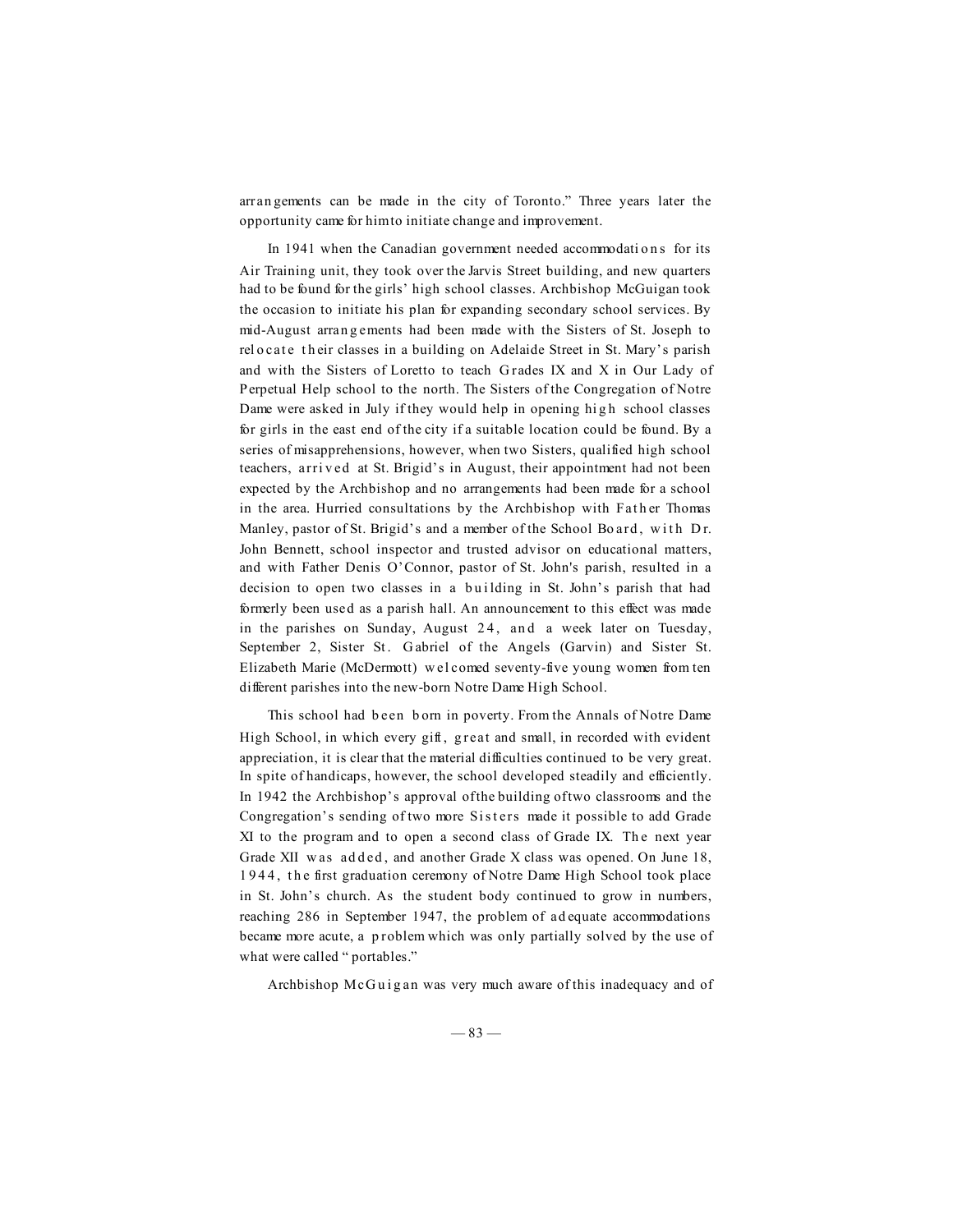arrangements can be made in the city of Toronto." Three years later the opportunity came for him to initiate change and improvement.

In 1941 when the Canadian government needed accommodations for its Air Training unit, they took over the Jarvis Street building, and new quarters had to be found for the girls' high school classes. Archbishop McGuigan took the occasion to initiate his plan for expanding secondary school services. By mid-August arrangements had been made with the Sisters of St. Joseph to relocate their classes in a building on Adelaide Street in St. Mary's parish and with the Sisters of Loretto to teach Grades IX and X in Our Lady of Perpetual Help school to the north. The Sisters of the Congregation of Notre Dame were asked in July if they would help in opening high school classes for girls in the east end of the city if a suitable location could be found. By a series of misapprehensions, however, when two Sisters, qualified high school teachers, arrived at St. Brigid's in August, their appointment had not been expected by the Archbishop and no arrangements had been made for a school in the area. Hurried consultations by the Archbishop with Father Thomas Manley, pastor of St. Brigid's and a member of the School Board, with Dr. John Bennett, school inspector and trusted advisor on educational matters, and with Father Denis O'Connor, pastor of St. John's parish, resulted in a decision to open two classes in a building in St. John's parish that had formerly been used as a parish hall. An announcement to this effect was made in the parishes on Sunday, August 24, and a week later on Tuesday, September 2, Sister St. Gabriel of the Angels (Garvin) and Sister St. Elizabeth Marie (McDermott) welcomed seventy-five young women from ten different parishes into the new-born Notre Dame High School.

This school had been born in poverty. From the Annals of Notre Dame High School, in which every gift, great and small, in recorded with evident appreciation, it is clear that the material difficulties continued to be very great. In spite of handicaps, however, the school developed steadily and efficiently. In 1942 the Archbishop's approval of the building of two classrooms and the Congregation's sending of two more Sisters made it possible to add Grade XI to the program and to open a second class of Grade IX. The next year Grade XII was added, and another Grade X class was opened. On June 18, 1944, the first graduation ceremony of Notre Dame High School took place in St. John's church. As the student body continued to grow in numbers, reaching 286 in September 1947, the problem of adequate accommodations became more acute, a problem which was only partially solved by the use of what were called "portables."

Archbishop McGuigan was very much aware of this inadequacy and of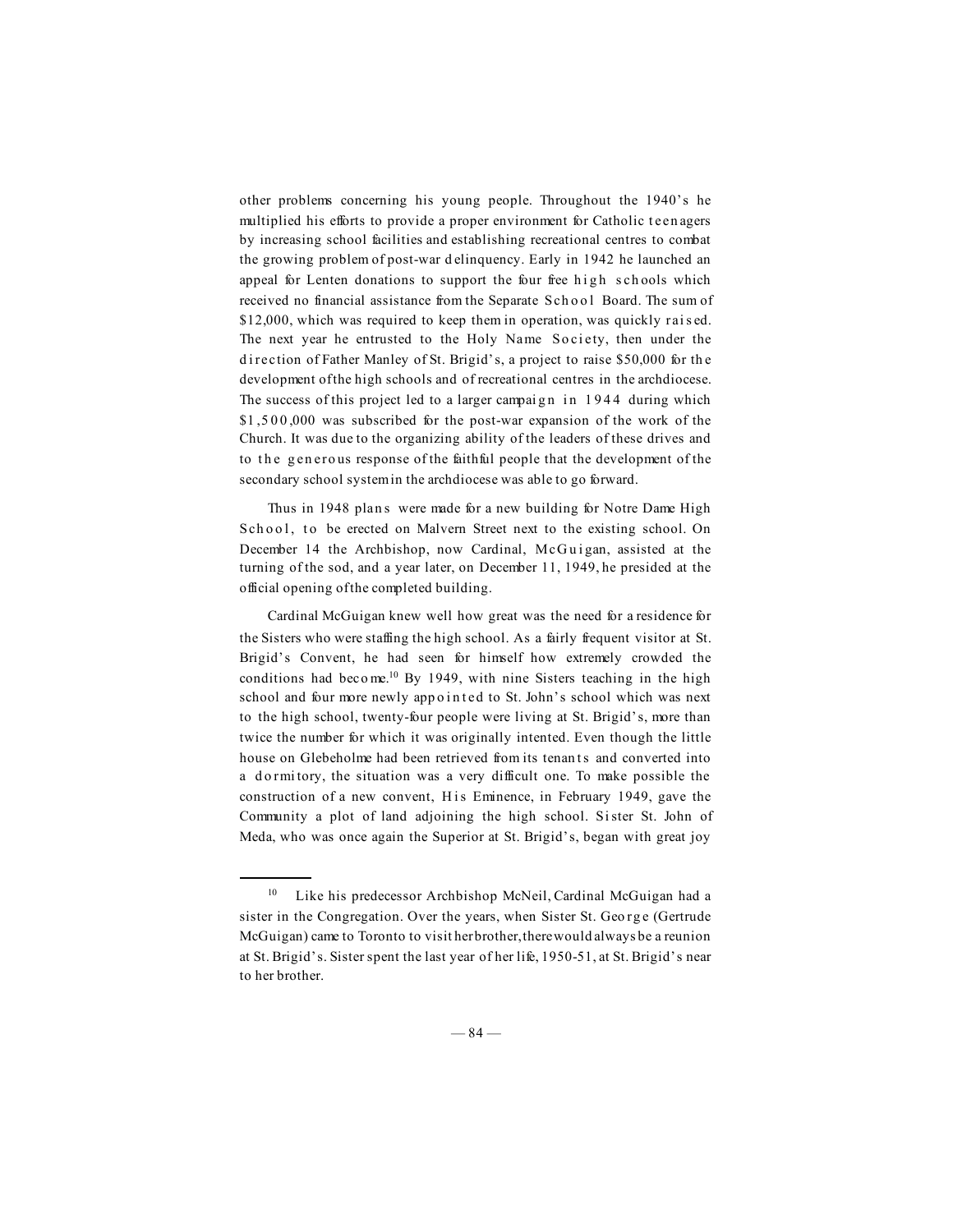other problems concerning his young people. Throughout the 1940's he multiplied his efforts to provide a proper environment for Catholic teenagers by increasing school facilities and establishing recreational centres to combat the growing problem of post-war delinquency. Early in 1942 he launched an appeal for Lenten donations to support the four free high schools which received no financial assistance from the Separate School Board. The sum of $12,000, which was required to keep them in operation, was quickly raised. The next year he entrusted to the Holy Name Society, then under the direction of Father Manley of St. Brigid's, a project to raise $50,000 for the development of the high schools and of recreational centres in the archdiocese. The success of this project led to a larger campaign in 1944 during which $1,500,000 was subscribed for the post-war expansion of the work of the Church. It was due to the organizing ability of the leaders of these drives and to the generous response of the faithful people that the development of the secondary school system in the archdiocese was able to go forward.

Thus in 1948 plans were made for a new building for Notre Dame High School, to be erected on Malvern Street next to the existing school. On December 14 the Archbishop, now Cardinal, McGuigan, assisted at the turning of the sod, and a year later, on December 11, 1949, he presided at the official opening of the completed building.

Cardinal McGuigan knew well how great was the need for a residence for the Sisters who were staffing the high school. As a fairly frequent visitor at St. Brigid's Convent, he had seen for himself how extremely crowded the conditions had become.[10] By 1949, with nine Sisters teaching in the high school and four more newly appointed to St. John's school which was next to the high school, twenty-four people were living at St. Brigid's, more than twice the number for which it was originally intented. Even though the little house on Glebeholme had been retrieved from its tenants and converted into a dormitory, the situation was a very difficult one. To make possible the construction of a new convent, His Eminence, in February 1949, gave the Community a plot of land adjoining the high school. Sister St. John of Meda, who was once again the Superior at St. Brigid's, began with great joy

---

[10] Like his predecessor Archbishop McNeil, Cardinal McGuigan had a sister in the Congregation. Over the years, when Sister St. George (Gertrude McGuigan) came to Toronto to visit her brother, there would always be a reunion at St. Brigid's. Sister spent the last year of her life, 1950-51, at St. Brigid's near to her brother.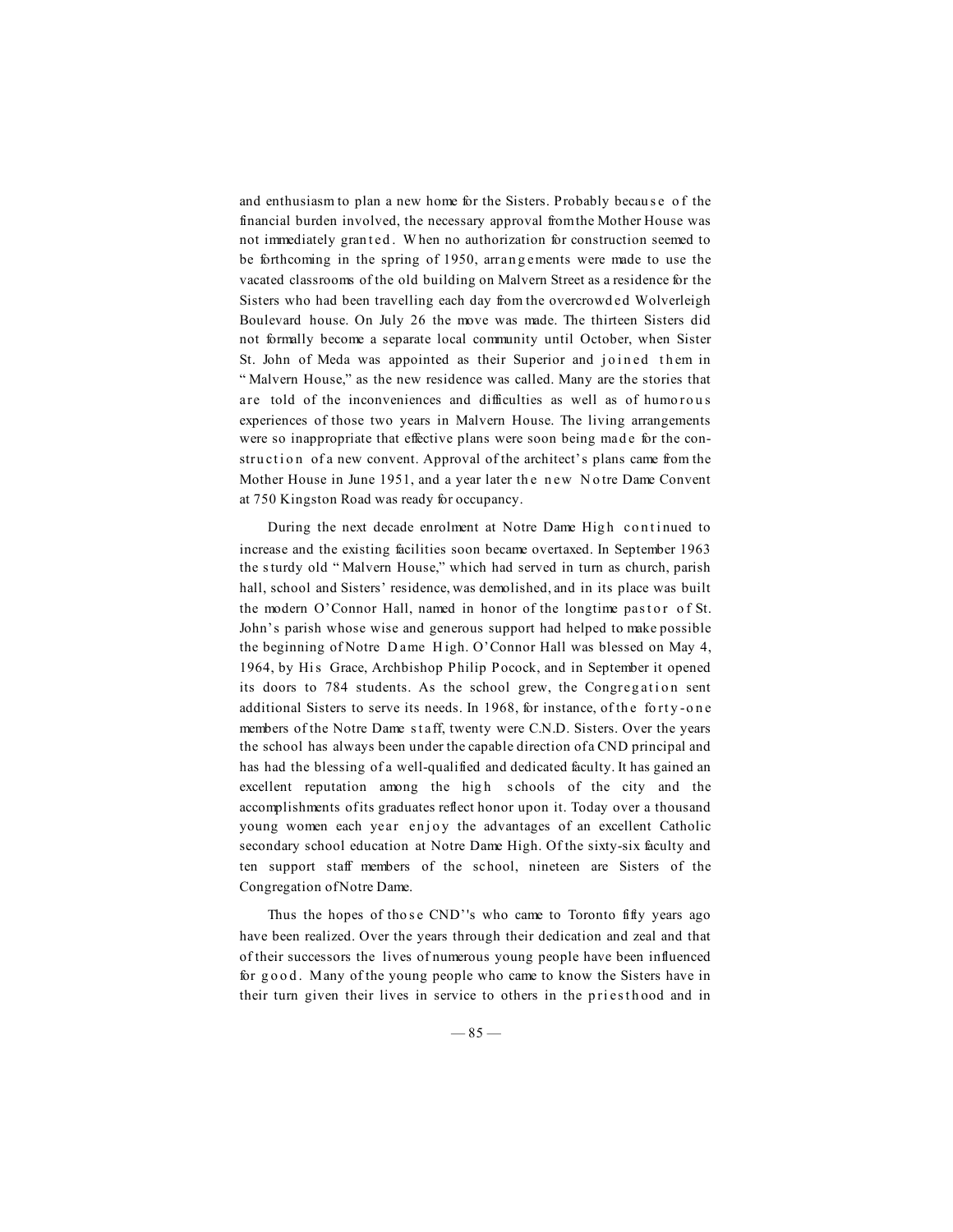and enthusiasm to plan a new home for the Sisters. Probably because of the financial burden involved, the necessary approval from the Mother House was not immediately granted. When no authorization for construction seemed to be forthcoming in the spring of 1950, arrangements were made to use the vacated classrooms of the old building on Malvern Street as a residence for the Sisters who had been travelling each day from the overcrowded Wolverleigh Boulevard house. On July 26 the move was made. The thirteen Sisters did not formally become a separate local community until October, when Sister St. John of Meda was appointed as their Superior and joined them in "Malvern House," as the new residence was called. Many are the stories that are told of the inconveniences and difficulties as well as of humorous experiences of those two years in Malvern House. The living arrangements were so inappropriate that effective plans were soon being made for the construction of a new convent. Approval of the architect's plans came from the Mother House in June 1951, and a year later the new Notre Dame Convent at 750 Kingston Road was ready for occupancy.

During the next decade enrolment at Notre Dame High continued to increase and the existing facilities soon became overtaxed. In September 1963 the sturdy old "Malvern House," which had served in turn as church, parish hall, school and Sisters' residence, was demolished, and in its place was built the modern O'Connor Hall, named in honor of the longtime pastor of St. John's parish whose wise and generous support had helped to make possible the beginning of Notre Dame High. O'Connor Hall was blessed on May 4, 1964, by His Grace, Archbishop Philip Pocock, and in September it opened its doors to 784 students. As the school grew, the Congregation sent additional Sisters to serve its needs. In 1968, for instance, of the forty-one members of the Notre Dame staff, twenty were C.N.D. Sisters. Over the years the school has always been under the capable direction of a CND principal and has had the blessing of a well-qualified and dedicated faculty. It has gained an excellent reputation among the high schools of the city and the accomplishments of its graduates reflect honor upon it. Today over a thousand young women each year enjoy the advantages of an excellent Catholic secondary school education at Notre Dame High. Of the sixty-six faculty and ten support staff members of the school, nineteen are Sisters of the Congregation of Notre Dame.

Thus the hopes of those CND''s who came to Toronto fifty years ago have been realized. Over the years through their dedication and zeal and that of their successors the lives of numerous young people have been influenced for good. Many of the young people who came to know the Sisters have in their turn given their lives in service to others in the priesthood and in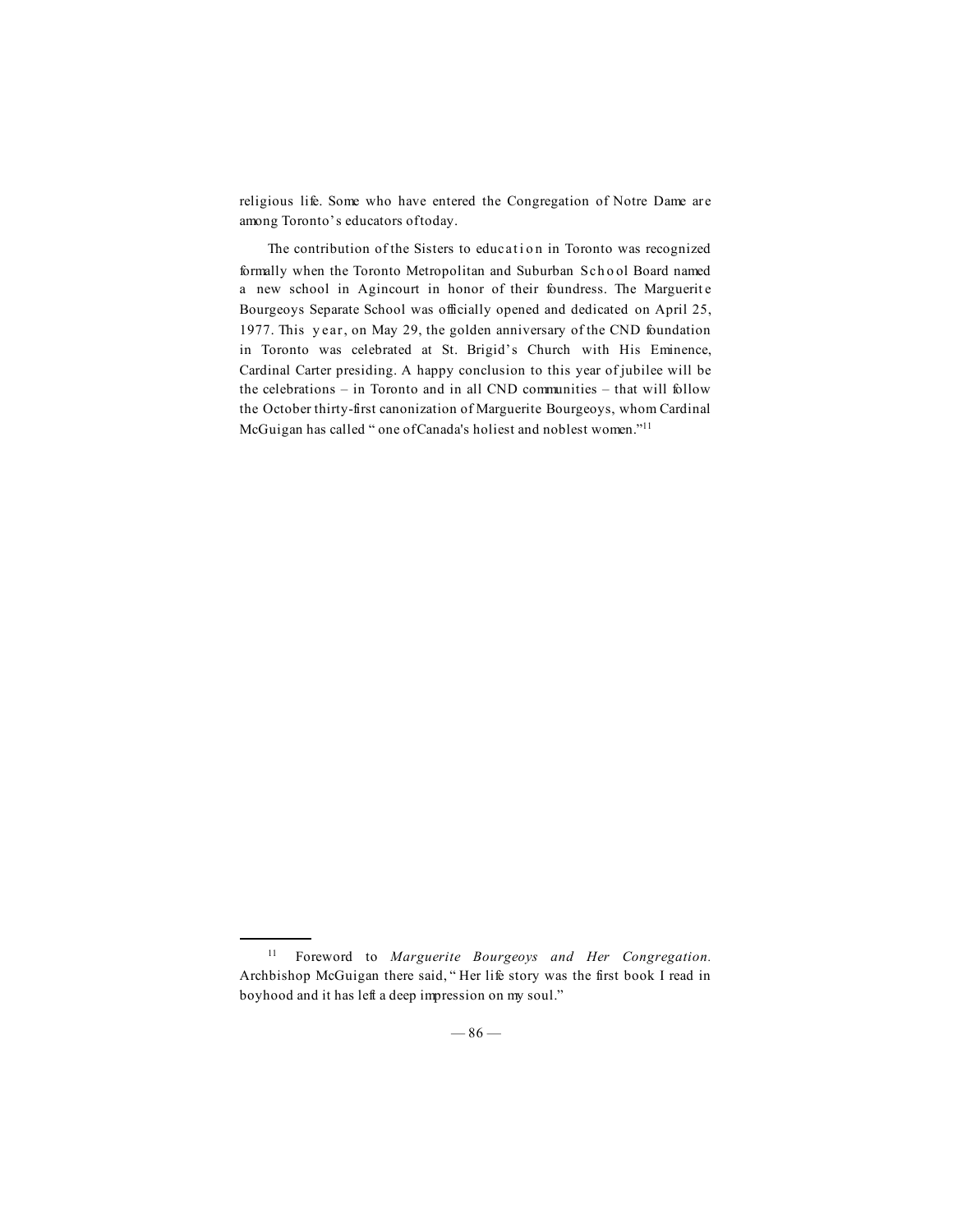religious life. Some who have entered the Congregation of Notre Dame are among Toronto's educators of today.

The contribution of the Sisters to education in Toronto was recognized formally when the Toronto Metropolitan and Suburban School Board named a new school in Agincourt in honor of their foundress. The Marguerite Bourgeoys Separate School was officially opened and dedicated on April 25, 1977. This year, on May 29, the golden anniversary of the CND foundation in Toronto was celebrated at St. Brigid's Church with His Eminence, Cardinal Carter presiding. A happy conclusion to this year of jubilee will be the celebrations – in Toronto and in all CND communities – that will follow the October thirty-first canonization of Marguerite Bourgeoys, whom Cardinal McGuigan has called "one of Canada's holiest and noblest women."[11]

---

[11] Foreword to *Marguerite Bourgeoys and Her Congregation.* Archbishop McGuigan there said, "Her life story was the first book I read in boyhood and it has left a deep impression on my soul."